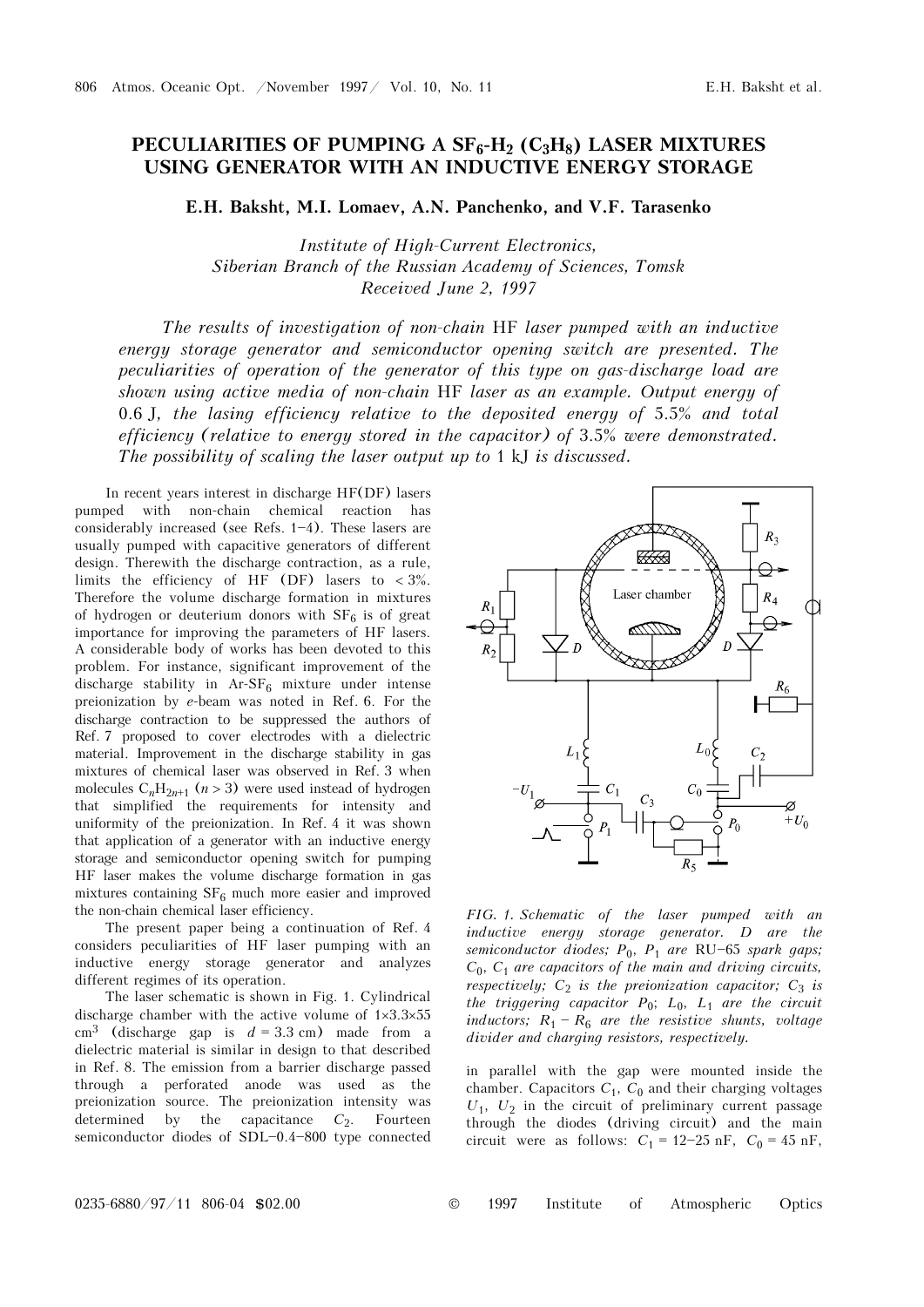# PECULIARITIES OF PUMPING A $SF_6$-$H_2$ ($C_3H_8$) LASER MIXTURES USING GENERATOR WITH AN INDUCTIVE ENERGY STORAGE

**E.H. Baksht, M.I. Lomaev, A.N. Panchenko, and V.F. Tarasenko**

*Institute of High-Current Electronics,*
*Siberian Branch of the Russian Academy of Sciences, Tomsk*
*Received June 2, 1997*

*The results of investigation of non-chain* HF *laser pumped with an inductive energy storage generator and semiconductor opening switch are presented. The peculiarities of operation of the generator of this type on gas-discharge load are shown using active media of non-chain* HF *laser as an example. Output energy of* 0.6 J*, the lasing efficiency relative to the deposited energy of* 5.5% *and total efficiency (relative to energy stored in the capacitor) of* 3.5% *were demonstrated. The possibility of scaling the laser output up to* 1 kJ *is discussed.*

In recent years interest in discharge HF(DF) lasers pumped with non-chain chemical reaction has considerably increased (see Refs. 1–4). These lasers are usually pumped with capacitive generators of different design. Therewith the discharge contraction, as a rule, limits the efficiency of HF (DF) lasers to < 3%. Therefore the volume discharge formation in mixtures of hydrogen or deuterium donors with $SF_6$ is of great importance for improving the parameters of HF lasers. A considerable body of works has been devoted to this problem. For instance, significant improvement of the discharge stability in Ar-$SF_6$ mixture under intense preionization by *e*-beam was noted in Ref. 6. For the discharge contraction to be suppressed the authors of Ref. 7 proposed to cover electrodes with a dielectric material. Improvement in the discharge stability in gas mixtures of chemical laser was observed in Ref. 3 when molecules $C_nH_{2n+1}$ ($n > 3$) were used instead of hydrogen that simplified the requirements for intensity and uniformity of the preionization. In Ref. 4 it was shown that application of a generator with an inductive energy storage and semiconductor opening switch for pumping HF laser makes the volume discharge formation in gas mixtures containing $SF_6$ much more easier and improved the non-chain chemical laser efficiency.

The present paper being a continuation of Ref. 4 considers peculiarities of HF laser pumping with an inductive energy storage generator and analyzes different regimes of its operation.

The laser schematic is shown in Fig. 1. Cylindrical discharge chamber with the active volume of $1\times3.3\times55$ cm$^3$ (discharge gap is $d = 3.3$ cm) made from a dielectric material is similar in design to that described in Ref. 8. The emission from a barrier discharge passed through a perforated anode was used as the preionization source. The preionization intensity was determined by the capacitance $C_2$. Fourteen semiconductor diodes of SDL–0.4–800 type connected in parallel with the gap were mounted inside the chamber. Capacitors $C_1$, $C_0$ and their charging voltages $U_1$, $U_2$ in the circuit of preliminary current passage through the diodes (driving circuit) and the main circuit were as follows: $C_1$ = 12–25 nF, $C_0$ = 45 nF,

*FIG. 1. Schematic of the laser pumped with an inductive energy storage generator. D are the semiconductor diodes; $P_0$, $P_1$ are* RU–65 *spark gaps; $C_0$, $C_1$ are capacitors of the main and driving circuits, respectively; $C_2$ is the preionization capacitor; $C_3$ is the triggering capacitor $P_0$; $L_0$, $L_1$ are the circuit inductors; $R_1$ – $R_6$ are the resistive shunts, voltage divider and charging resistors, respectively.*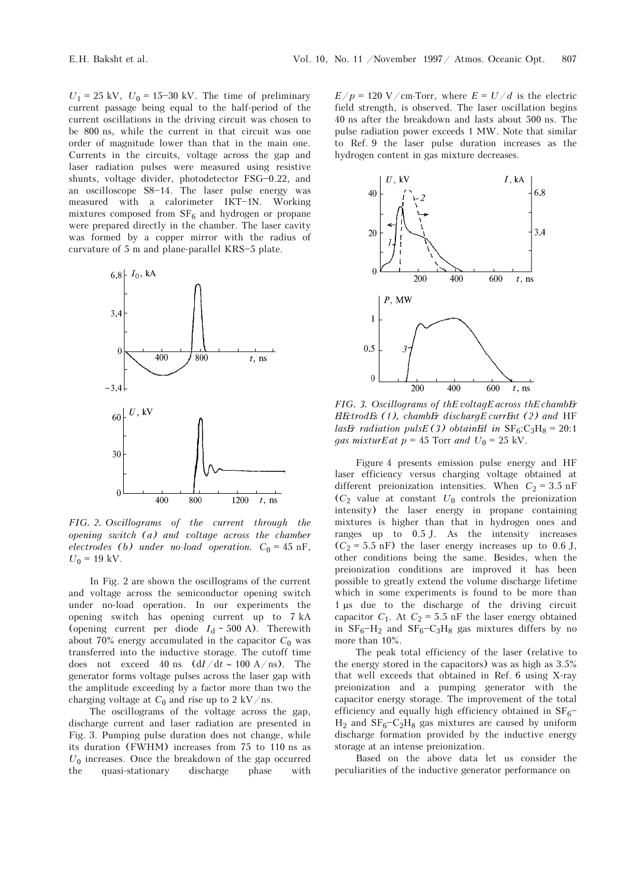$U_1$ = 25 kV, $U_0$ = 15–30 kV. The time of preliminary current passage being equal to the half-period of the current oscillations in the driving circuit was chosen to be 800 ns, while the current in that circuit was one order of magnitude lower than that in the main one. Currents in the circuits, voltage across the gap and laser radiation pulses were measured using resistive shunts, voltage divider, photodetector FSG–0.22, and an oscilloscope S8–14. The laser pulse energy was measured with a calorimeter IKT–1N. Working mixtures composed from $SF_6$ and hydrogen or propane were prepared directly in the chamber. The laser cavity was formed by a copper mirror with the radius of curvature of 5 m and plane-parallel KRS–5 plate.

*FIG. 2. Oscillograms of the current through the opening switch (a) and voltage across the chamber electrodes (b) under no-load operation.* $C_0$ = 45 nF, $U_0$ = 19 kV.

In Fig. 2 are shown the oscillograms of the current and voltage across the semiconductor opening switch under no-load operation. In our experiments the opening switch has opening current up to 7 kA (opening current per diode $I_d$ ~ 500 A). Therewith about 70% energy accumulated in the capacitor $C_0$ was transferred into the inductive storage. The cutoff time does not exceed 40 ns ($dI/dt$ ~ 100 A/ns). The generator forms voltage pulses across the laser gap with the amplitude exceeding by a factor more than two the charging voltage at $C_0$ and rise up to 2 kV/ns.

The oscillograms of the voltage across the gap, discharge current and laser radiation are presented in Fig. 3. Pumping pulse duration does not change, while its duration (FWHM) increases from 75 to 110 ns as $U_0$ increases. Once the breakdown of the gap occurred the quasi-stationary discharge phase with $E/p$ = 120 V/cm·Torr, where $E = U/d$ is the electric field strength, is observed. The laser oscillation begins 40 ns after the breakdown and lasts about 500 ns. The pulse radiation power exceeds 1 MW. Note that similar to Ref. 9 the laser pulse duration increases as the hydrogen content in gas mixture decreases.

*FIG. 3. Oscillograms of the voltage across the chamber electrodes (1), chamber discharge current (2) and* HF *laser radiation pulse (3) obtained in* $SF_6$:$C_3H_8$ = 20:1 *gas mixture at* $p$ = 45 Torr *and* $U_0$ = 25 kV.

Figure 4 presents emission pulse energy and HF laser efficiency versus charging voltage obtained at different preionization intensities. When $C_2$ = 3.5 nF ($C_2$ value at constant $U_0$ controls the preionization intensity) the laser energy in propane containing mixtures is higher than that in hydrogen ones and ranges up to 0.5 J. As the intensity increases ($C_2$ = 5.5 nF) the laser energy increases up to 0.6 J, other conditions being the same. Besides, when the preionization conditions are improved it has been possible to greatly extend the volume discharge lifetime which in some experiments is found to be more than 1 μs due to the discharge of the driving circuit capacitor $C_1$. At $C_2$ = 5.5 nF the laser energy obtained in $SF_6$–$H_2$ and $SF_6$–$C_3H_8$ gas mixtures differs by no more than 10%.

The peak total efficiency of the laser (relative to the energy stored in the capacitors) was as high as 3.5% that well exceeds that obtained in Ref. 6 using X-ray preionization and a pumping generator with the capacitor energy storage. The improvement of the total efficiency and equally high efficiency obtained in $SF_6$–$H_2$ and $SF_6$–$C_3H_8$ gas mixtures are caused by uniform discharge formation provided by the inductive energy storage at an intense preionization.

Based on the above data let us consider the peculiarities of the inductive generator performance on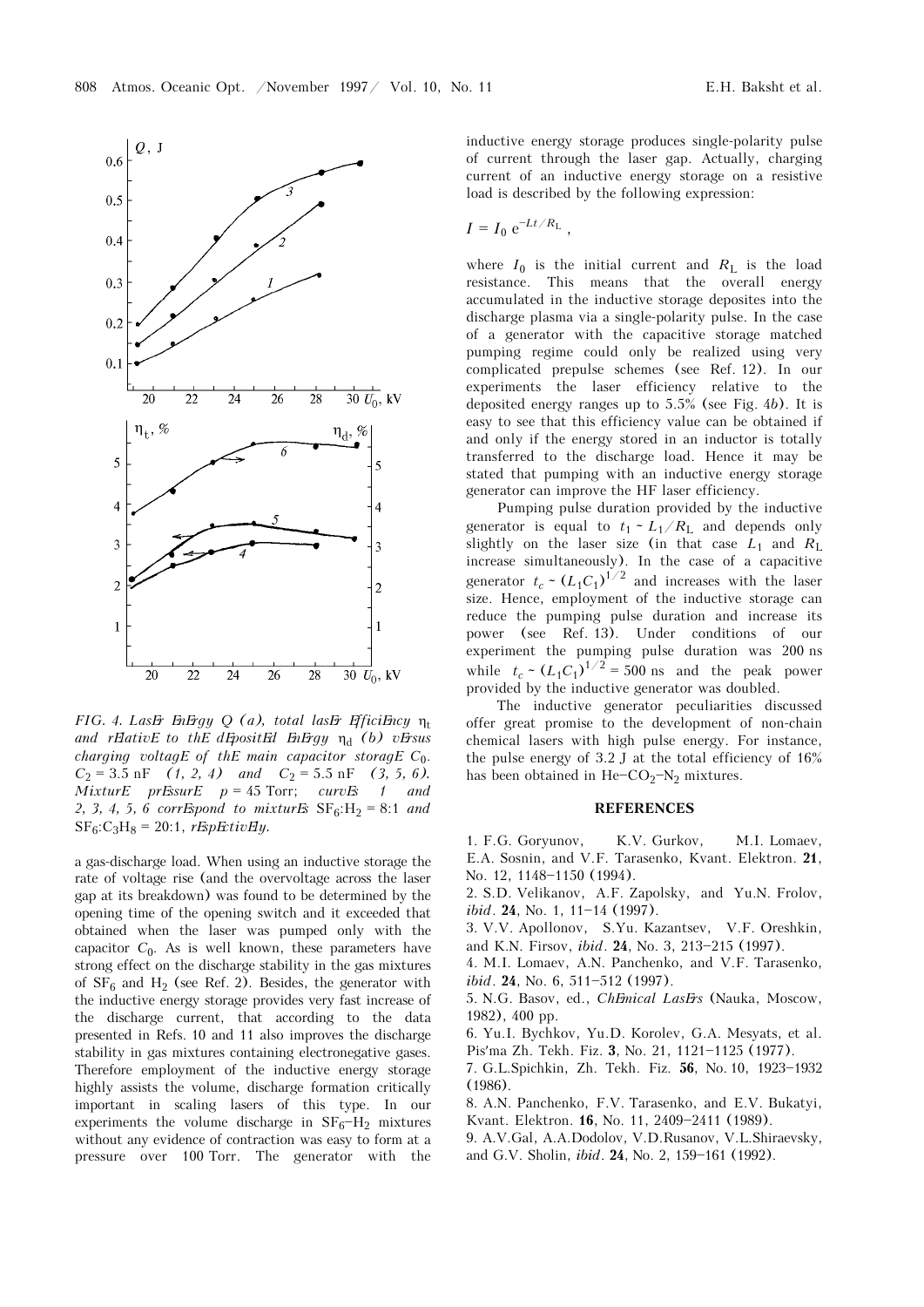FIG. 4. Laser energy $Q$ (*a*), total laser efficiency $\eta_t$ and relative to the deposited energy $\eta_d$ (*b*) versus charging voltage of the main capacitor storage $C_0$. $C_2 = 3.5$ nF (*1, 2, 4*) and $C_2 = 5.5$ nF (*3, 5, 6*). Mixture pressure $p = 45$ Torr; curves *1* and *2, 3, 4, 5, 6* correspond to mixtures $SF_6$:$H_2$ = 8:1 and $SF_6$:$C_3H_8$ = 20:1, respectively.

a gas-discharge load. When using an inductive storage the rate of voltage rise (and the overvoltage across the laser gap at its breakdown) was found to be determined by the opening time of the opening switch and it exceeded that obtained when the laser was pumped only with the capacitor $C_0$. As is well known, these parameters have strong effect on the discharge stability in the gas mixtures of $SF_6$ and $H_2$ (see Ref. 2). Besides, the generator with the inductive energy storage provides very fast increase of the discharge current, that according to the data presented in Refs. 10 and 11 also improves the discharge stability in gas mixtures containing electronegative gases. Therefore employment of the inductive energy storage highly assists the volume, discharge formation critically important in scaling lasers of this type. In our experiments the volume discharge in $SF_6$–$H_2$ mixtures without any evidence of contraction was easy to form at a pressure over 100 Torr. The generator with the inductive energy storage produces single-polarity pulse of current through the laser gap. Actually, charging current of an inductive energy storage on a resistive load is described by the following expression:

$$I = I_0 \, e^{-Lt/R_L},$$

where $I_0$ is the initial current and $R_L$ is the load resistance. This means that the overall energy accumulated in the inductive storage deposites into the discharge plasma via a single-polarity pulse. In the case of a generator with the capacitive storage matched pumping regime could only be realized using very complicated prepulse schemes (see Ref. 12). In our experiments the laser efficiency relative to the deposited energy ranges up to 5.5% (see Fig. 4*b*). It is easy to see that this efficiency value can be obtained if and only if the energy stored in an inductor is totally transferred to the discharge load. Hence it may be stated that pumping with an inductive energy storage generator can improve the HF laser efficiency.

Pumping pulse duration provided by the inductive generator is equal to $t_1 \sim L_1/R_L$ and depends only slightly on the laser size (in that case $L_1$ and $R_L$ increase simultaneously). In the case of a capacitive generator $t_c \sim (L_1C_1)^{1/2}$ and increases with the laser size. Hence, employment of the inductive storage can reduce the pumping pulse duration and increase its power (see Ref. 13). Under conditions of our experiment the pumping pulse duration was 200 ns while $t_c \sim (L_1C_1)^{1/2} = 500$ ns and the peak power provided by the inductive generator was doubled.

The inductive generator peculiarities discussed offer great promise to the development of non-chain chemical lasers with high pulse energy. For instance, the pulse energy of 3.2 J at the total efficiency of 16% has been obtained in He–$CO_2$–$N_2$ mixtures.

## REFERENCES

1. F.G. Goryunov, K.V. Gurkov, M.I. Lomaev, E.A. Sosnin, and V.F. Tarasenko, Kvant. Elektron. **21**, No. 12, 1148–1150 (1994).
2. S.D. Velikanov, A.F. Zapolsky, and Yu.N. Frolov, *ibid*. **24**, No. 1, 11–14 (1997).
3. V.V. Apollonov, S.Yu. Kazantsev, V.F. Oreshkin, and K.N. Firsov, *ibid*. **24**, No. 3, 213–215 (1997).
4. M.I. Lomaev, A.N. Panchenko, and V.F. Tarasenko, *ibid*. **24**, No. 6, 511–512 (1997).
5. N.G. Basov, ed., *Chemical Lasers* (Nauka, Moscow, 1982), 400 pp.
6. Yu.I. Bychkov, Yu.D. Korolev, G.A. Mesyats, et al. Pis'ma Zh. Tekh. Fiz. **3**, No. 21, 1121–1125 (1977).
7. G.L.Spichkin, Zh. Tekh. Fiz. **56**, No. 10, 1923–1932 (1986).
8. A.N. Panchenko, F.V. Tarasenko, and E.V. Bukatyi, Kvant. Elektron. **16**, No. 11, 2409–2411 (1989).
9. A.V.Gal, A.A.Dodolov, V.D.Rusanov, V.L.Shiraevsky, and G.V. Sholin, *ibid*. **24**, No. 2, 159–161 (1992).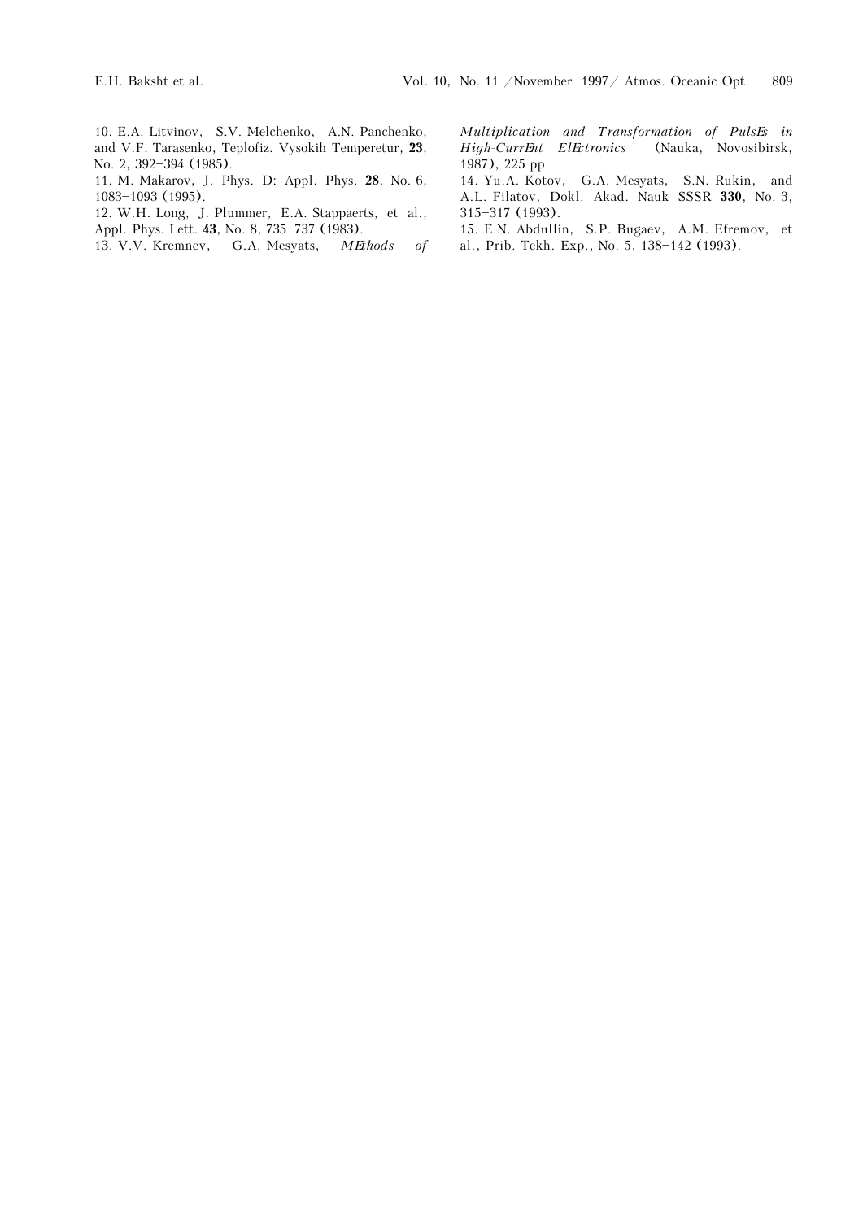10. E.A. Litvinov, S.V. Melchenko, A.N. Panchenko, and V.F. Tarasenko, Teplofiz. Vysokih Temperetur, **23**, No. 2, 392–394 (1985).

11. M. Makarov, J. Phys. D: Appl. Phys. **28**, No. 6, 1083–1093 (1995).

12. W.H. Long, J. Plummer, E.A. Stappaerts, et al., Appl. Phys. Lett. **43**, No. 8, 735–737 (1983).

13. V.V. Kremnev, G.A. Mesyats, *MEthods of Multiplication and Transformation of PulsEs in High-CurrEnt ElEctronics* (Nauka, Novosibirsk, 1987), 225 pp.

14. Yu.A. Kotov, G.A. Mesyats, S.N. Rukin, and A.L. Filatov, Dokl. Akad. Nauk SSSR **330**, No. 3, 315–317 (1993).

15. E.N. Abdullin, S.P. Bugaev, A.M. Efremov, et al., Prib. Tekh. Exp., No. 5, 138–142 (1993).